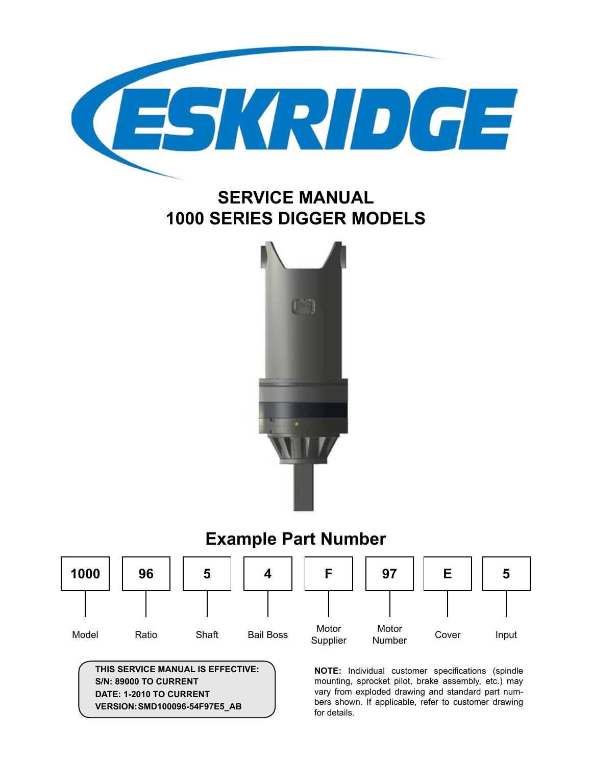# ESKRIDGE

## SERVICE MANUAL
## 1000 SERIES DIGGER MODELS

### Example Part Number

| 1000 | 96 | 5 | 4 | F | 97 | E | 5 |
|---|---|---|---|---|---|---|---|
| Model | Ratio | Shaft | Bail Boss | Motor Supplier | Motor Number | Cover | Input |

**THIS SERVICE MANUAL IS EFFECTIVE:**
**S/N: 89000 TO CURRENT**
**DATE: 1-2010 TO CURRENT**
**VERSION: SMD100096-54F97E5_AB**

**NOTE:** Individual customer specifications (spindle mounting, sprocket pilot, brake assembly, etc.) may vary from exploded drawing and standard part numbers shown. If applicable, refer to customer drawing for details.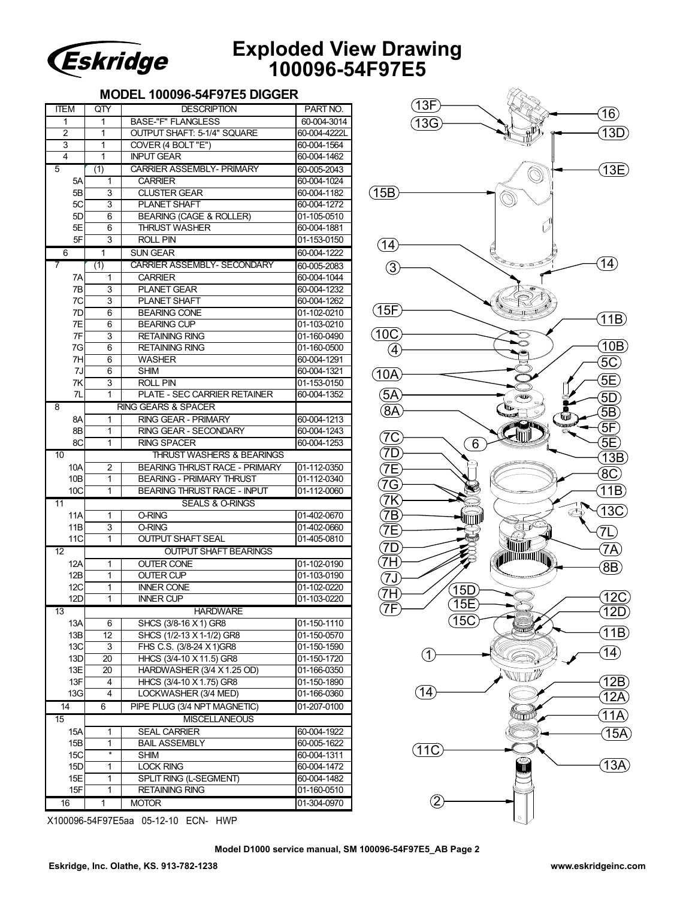# Exploded View Drawing 100096-54F97E5

## MODEL 100096-54F97E5 DIGGER

| ITEM | QTY | DESCRIPTION | PART NO. |
|---|---|---|---|
| 1 | 1 | BASE-"F" FLANGLESS | 60-004-3014 |
| 2 | 1 | OUTPUT SHAFT: 5-1/4" SQUARE | 60-004-4222L |
| 3 | 1 | COVER (4 BOLT "E") | 60-004-1564 |
| 4 | 1 | INPUT GEAR | 60-004-1462 |
| 5 | (1) | CARRIER ASSEMBLY- PRIMARY | 60-005-2043 |
| 5A | 1 | CARRIER | 60-004-1024 |
| 5B | 3 | CLUSTER GEAR | 60-004-1182 |
| 5C | 3 | PLANET SHAFT | 60-004-1272 |
| 5D | 6 | BEARING (CAGE & ROLLER) | 01-105-0510 |
| 5E | 6 | THRUST WASHER | 60-004-1881 |
| 5F | 3 | ROLL PIN | 01-153-0150 |
| 6 | 1 | SUN GEAR | 60-004-1222 |
| 7 | (1) | CARRIER ASSEMBLY- SECONDARY | 60-005-2083 |
| 7A | 1 | CARRIER | 60-004-1044 |
| 7B | 3 | PLANET GEAR | 60-004-1232 |
| 7C | 3 | PLANET SHAFT | 60-004-1262 |
| 7D | 6 | BEARING CONE | 01-102-0210 |
| 7E | 6 | BEARING CUP | 01-103-0210 |
| 7F | 3 | RETAINING RING | 01-160-0490 |
| 7G | 6 | RETAINING RING | 01-160-0500 |
| 7H | 6 | WASHER | 60-004-1291 |
| 7J | 6 | SHIM | 60-004-1321 |
| 7K | 3 | ROLL PIN | 01-153-0150 |
| 7L | 1 | PLATE - SEC CARRIER RETAINER | 60-004-1352 |
| 8 | | RING GEARS & SPACER | |
| 8A | 1 | RING GEAR - PRIMARY | 60-004-1213 |
| 8B | 1 | RING GEAR - SECONDARY | 60-004-1243 |
| 8C | 1 | RING SPACER | 60-004-1253 |
| 10 | | THRUST WASHERS & BEARINGS | |
| 10A | 2 | BEARING THRUST RACE - PRIMARY | 01-112-0350 |
| 10B | 1 | BEARING - PRIMARY THRUST | 01-112-0340 |
| 10C | 1 | BEARING THRUST RACE - INPUT | 01-112-0060 |
| 11 | | SEALS & O-RINGS | |
| 11A | 1 | O-RING | 01-402-0670 |
| 11B | 3 | O-RING | 01-402-0660 |
| 11C | 1 | OUTPUT SHAFT SEAL | 01-405-0810 |
| 12 | | OUTPUT SHAFT BEARINGS | |
| 12A | 1 | OUTER CONE | 01-102-0190 |
| 12B | 1 | OUTER CUP | 01-103-0190 |
| 12C | 1 | INNER CONE | 01-102-0220 |
| 12D | 1 | INNER CUP | 01-103-0220 |
| 13 | | HARDWARE | |
| 13A | 6 | SHCS (3/8-16 X 1) GR8 | 01-150-1110 |
| 13B | 12 | SHCS (1/2-13 X 1-1/2) GR8 | 01-150-0570 |
| 13C | 3 | FHS C.S. (3/8-24 X 1)GR8 | 01-150-1590 |
| 13D | 20 | HHCS (3/4-10 X 11.5) GR8 | 01-150-1720 |
| 13E | 20 | HARDWASHER (3/4 X 1.25 OD) | 01-166-0350 |
| 13F | 4 | HHCS (3/4-10 X 1.75) GR8 | 01-150-1890 |
| 13G | 4 | LOCKWASHER (3/4 MED) | 01-166-0360 |
| 14 | 6 | PIPE PLUG (3/4 NPT MAGNETIC) | 01-207-0100 |
| 15 | | MISCELLANEOUS | |
| 15A | 1 | SEAL CARRIER | 60-004-1922 |
| 15B | 1 | BAIL ASSEMBLY | 60-005-1622 |
| 15C | * | SHIM | 60-004-1311 |
| 15D | 1 | LOCK RING | 60-004-1472 |
| 15E | 1 | SPLIT RING (L-SEGMENT) | 60-004-1482 |
| 15F | 1 | RETAINING RING | 01-160-0510 |
| 16 | 1 | MOTOR | 01-304-0970 |

X100096-54F97E5aa 05-12-10 ECN- HWP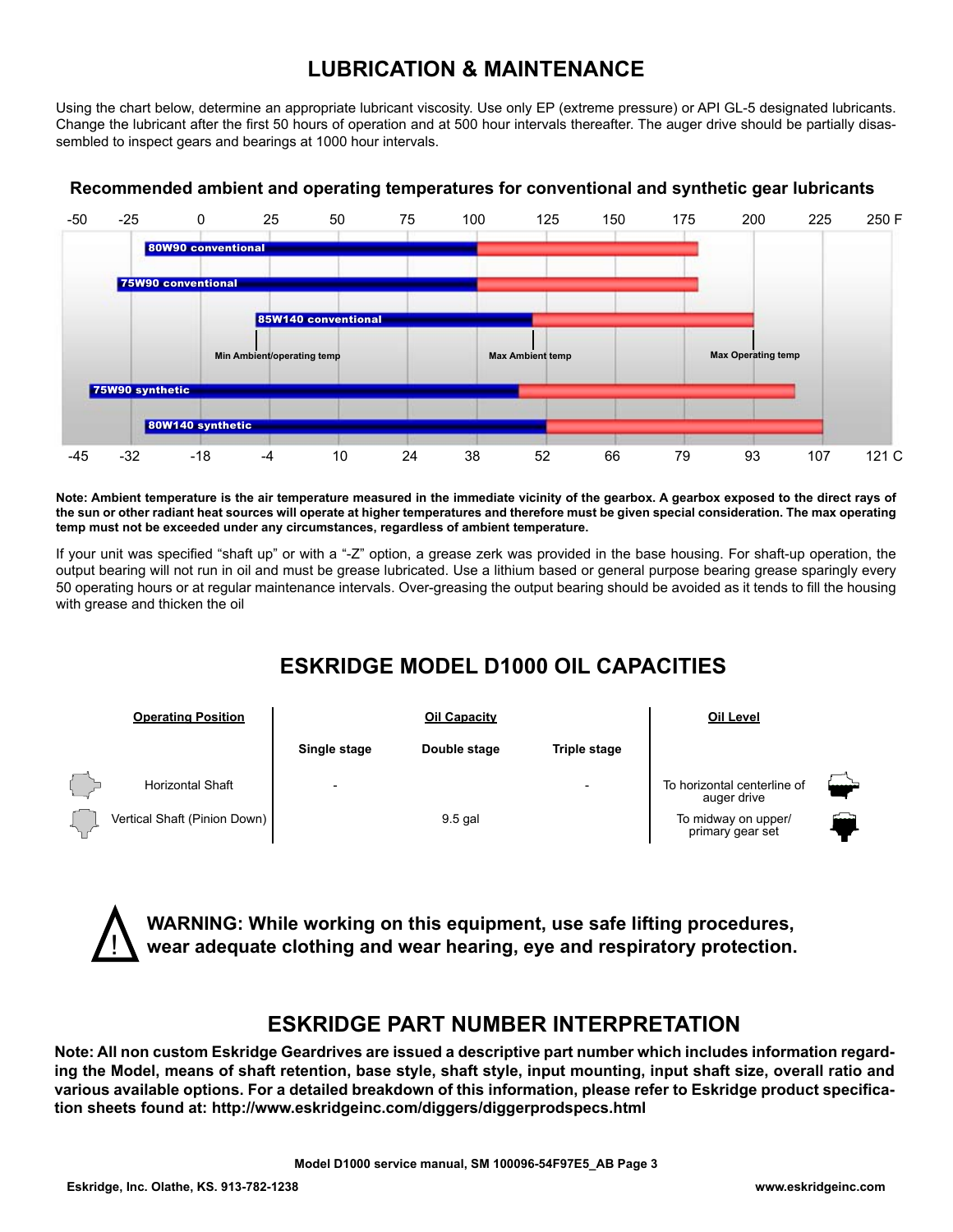# LUBRICATION & MAINTENANCE

Using the chart below, determine an appropriate lubricant viscosity. Use only EP (extreme pressure) or API GL-5 designated lubricants. Change the lubricant after the first 50 hours of operation and at 500 hour intervals thereafter. The auger drive should be partially disassembled to inspect gears and bearings at 1000 hour intervals.

**Recommended ambient and operating temperatures for conventional and synthetic gear lubricants**

-50 -25 0 25 50 75 100 125 150 175 200 225 250 F

80W90 conventional

75W90 conventional

85W140 conventional

Min Ambient/operating temp | Max Ambient temp | Max Operating temp

75W90 synthetic

80W140 synthetic

-45 -32 -18 -4 10 24 38 52 66 79 93 107 121 C

**Note: Ambient temperature is the air temperature measured in the immediate vicinity of the gearbox. A gearbox exposed to the direct rays of the sun or other radiant heat sources will operate at higher temperatures and therefore must be given special consideration. The max operating temp must not be exceeded under any circumstances, regardless of ambient temperature.**

If your unit was specified "shaft up" or with a "-Z" option, a grease zerk was provided in the base housing. For shaft-up operation, the output bearing will not run in oil and must be grease lubricated. Use a lithium based or general purpose bearing grease sparingly every 50 operating hours or at regular maintenance intervals. Over-greasing the output bearing should be avoided as it tends to fill the housing with grease and thicken the oil

# ESKRIDGE MODEL D1000 OIL CAPACITIES

| Operating Position | Oil Capacity | | | Oil Level |
|---|---|---|---|---|
| | Single stage | Double stage | Triple stage | |
| Horizontal Shaft | - | | - | To horizontal centerline of auger drive |
| Vertical Shaft (Pinion Down) | | 9.5 gal | | To midway on upper/ primary gear set |

**WARNING: While working on this equipment, use safe lifting procedures, wear adequate clothing and wear hearing, eye and respiratory protection.**

# ESKRIDGE PART NUMBER INTERPRETATION

**Note: All non custom Eskridge Geardrives are issued a descriptive part number which includes information regarding the Model, means of shaft retention, base style, shaft style, input mounting, input shaft size, overall ratio and various available options. For a detailed breakdown of this information, please refer to Eskridge product specification sheets found at: http://www.eskridgeinc.com/diggers/diggerprodspecs.html**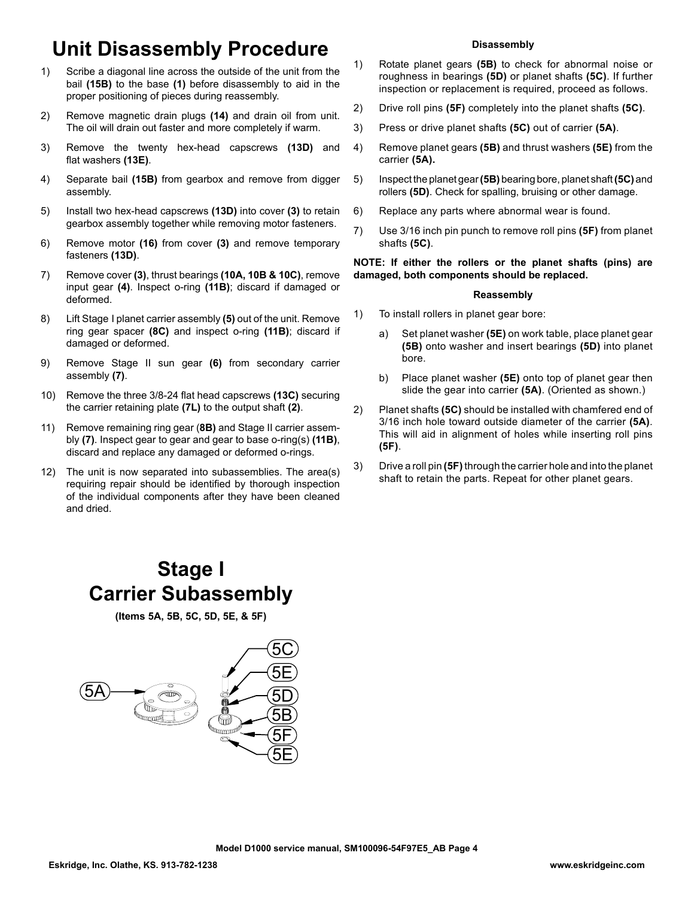# Unit Disassembly Procedure

1) Scribe a diagonal line across the outside of the unit from the bail **(15B)** to the base **(1)** before disassembly to aid in the proper positioning of pieces during reassembly.
2) Remove magnetic drain plugs **(14)** and drain oil from unit. The oil will drain out faster and more completely if warm.
3) Remove the twenty hex-head capscrews **(13D)** and flat washers **(13E)**.
4) Separate bail **(15B)** from gearbox and remove from digger assembly.
5) Install two hex-head capscrews **(13D)** into cover **(3)** to retain gearbox assembly together while removing motor fasteners.
6) Remove motor **(16)** from cover **(3)** and remove temporary fasteners **(13D)**.
7) Remove cover **(3)**, thrust bearings **(10A, 10B & 10C)**, remove input gear **(4)**. Inspect o-ring **(11B)**; discard if damaged or deformed.
8) Lift Stage I planet carrier assembly **(5)** out of the unit. Remove ring gear spacer **(8C)** and inspect o-ring **(11B)**; discard if damaged or deformed.
9) Remove Stage II sun gear **(6)** from secondary carrier assembly **(7)**.
10) Remove the three 3/8-24 flat head capscrews **(13C)** securing the carrier retaining plate **(7L)** to the output shaft **(2)**.
11) Remove remaining ring gear (**8B)** and Stage II carrier assembly **(7)**. Inspect gear to gear and gear to base o-ring(s) **(11B)**, discard and replace any damaged or deformed o-rings.
12) The unit is now separated into subassemblies. The area(s) requiring repair should be identified by thorough inspection of the individual components after they have been cleaned and dried.

# Stage I Carrier Subassembly

**(Items 5A, 5B, 5C, 5D, 5E, & 5F)**

5C
5E
5A
5D
5B
5F
5E

**Disassembly**

1) Rotate planet gears **(5B)** to check for abnormal noise or roughness in bearings **(5D)** or planet shafts **(5C)**. If further inspection or replacement is required, proceed as follows.
2) Drive roll pins **(5F)** completely into the planet shafts **(5C)**.
3) Press or drive planet shafts **(5C)** out of carrier **(5A)**.
4) Remove planet gears **(5B)** and thrust washers **(5E)** from the carrier **(5A).**
5) Inspect the planet gear **(5B)** bearing bore, planet shaft **(5C)** and rollers **(5D)**. Check for spalling, bruising or other damage.
6) Replace any parts where abnormal wear is found.
7) Use 3/16 inch pin punch to remove roll pins **(5F)** from planet shafts **(5C)**.

**NOTE: If either the rollers or the planet shafts (pins) are damaged, both components should be replaced.**

**Reassembly**

1) To install rollers in planet gear bore:
   a) Set planet washer **(5E)** on work table, place planet gear **(5B)** onto washer and insert bearings **(5D)** into planet bore.
   b) Place planet washer **(5E)** onto top of planet gear then slide the gear into carrier **(5A)**. (Oriented as shown.)
2) Planet shafts **(5C)** should be installed with chamfered end of 3/16 inch hole toward outside diameter of the carrier **(5A)**. This will aid in alignment of holes while inserting roll pins **(5F)**.
3) Drive a roll pin **(5F)** through the carrier hole and into the planet shaft to retain the parts. Repeat for other planet gears.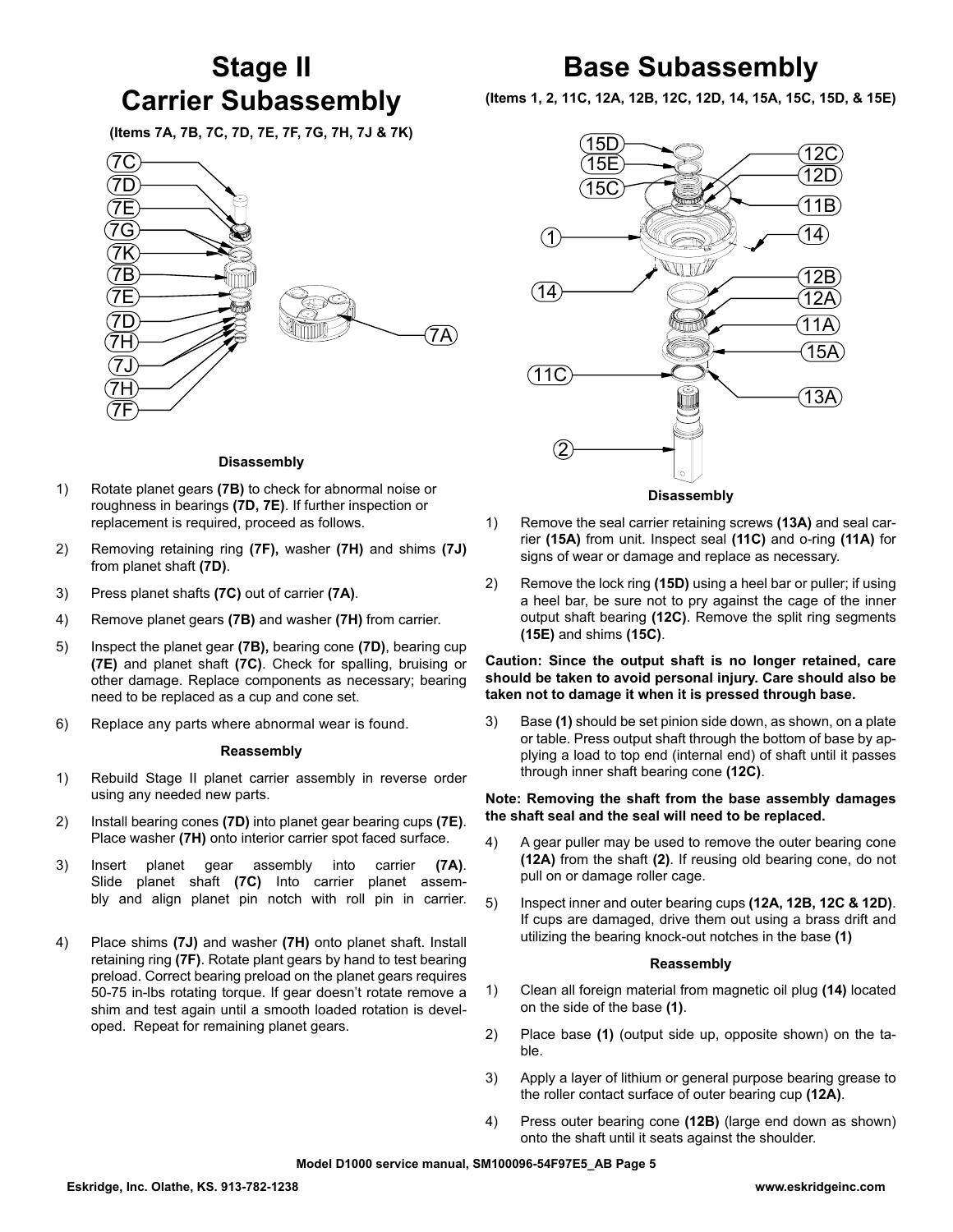# Stage II Carrier Subassembly

**(Items 7A, 7B, 7C, 7D, 7E, 7F, 7G, 7H, 7J & 7K)**

### Disassembly

1) Rotate planet gears **(7B)** to check for abnormal noise or roughness in bearings **(7D, 7E)**. If further inspection or replacement is required, proceed as follows.

2) Removing retaining ring **(7F),** washer **(7H)** and shims **(7J)** from planet shaft **(7D)**.

3) Press planet shafts **(7C)** out of carrier **(7A)**.

4) Remove planet gears **(7B)** and washer **(7H)** from carrier.

5) Inspect the planet gear **(7B),** bearing cone **(7D)**, bearing cup **(7E)** and planet shaft **(7C)**. Check for spalling, bruising or other damage. Replace components as necessary; bearing need to be replaced as a cup and cone set.

6) Replace any parts where abnormal wear is found.

### Reassembly

1) Rebuild Stage II planet carrier assembly in reverse order using any needed new parts.

2) Install bearing cones **(7D)** into planet gear bearing cups **(7E)**. Place washer **(7H)** onto interior carrier spot faced surface.

3) Insert planet gear assembly into carrier **(7A)**. Slide planet shaft **(7C)** Into carrier planet assembly and align planet pin notch with roll pin in carrier.

4) Place shims **(7J)** and washer **(7H)** onto planet shaft. Install retaining ring **(7F)**. Rotate plant gears by hand to test bearing preload. Correct bearing preload on the planet gears requires 50-75 in-lbs rotating torque. If gear doesn't rotate remove a shim and test again until a smooth loaded rotation is developed. Repeat for remaining planet gears.

# Base Subassembly

**(Items 1, 2, 11C, 12A, 12B, 12C, 12D, 14, 15A, 15C, 15D, & 15E)**

### Disassembly

1) Remove the seal carrier retaining screws **(13A)** and seal carrier **(15A)** from unit. Inspect seal **(11C)** and o-ring **(11A)** for signs of wear or damage and replace as necessary.

2) Remove the lock ring **(15D)** using a heel bar or puller; if using a heel bar, be sure not to pry against the cage of the inner output shaft bearing **(12C)**. Remove the split ring segments **(15E)** and shims **(15C)**.

**Caution: Since the output shaft is no longer retained, care should be taken to avoid personal injury. Care should also be taken not to damage it when it is pressed through base.**

3) Base **(1)** should be set pinion side down, as shown, on a plate or table. Press output shaft through the bottom of base by applying a load to top end (internal end) of shaft until it passes through inner shaft bearing cone **(12C)**.

**Note: Removing the shaft from the base assembly damages the shaft seal and the seal will need to be replaced.**

4) A gear puller may be used to remove the outer bearing cone **(12A)** from the shaft **(2)**. If reusing old bearing cone, do not pull on or damage roller cage.

5) Inspect inner and outer bearing cups **(12A, 12B, 12C & 12D)**. If cups are damaged, drive them out using a brass drift and utilizing the bearing knock-out notches in the base **(1)**

### Reassembly

1) Clean all foreign material from magnetic oil plug **(14)** located on the side of the base **(1)**.

2) Place base **(1)** (output side up, opposite shown) on the table.

3) Apply a layer of lithium or general purpose bearing grease to the roller contact surface of outer bearing cup **(12A)**.

4) Press outer bearing cone **(12B)** (large end down as shown) onto the shaft until it seats against the shoulder.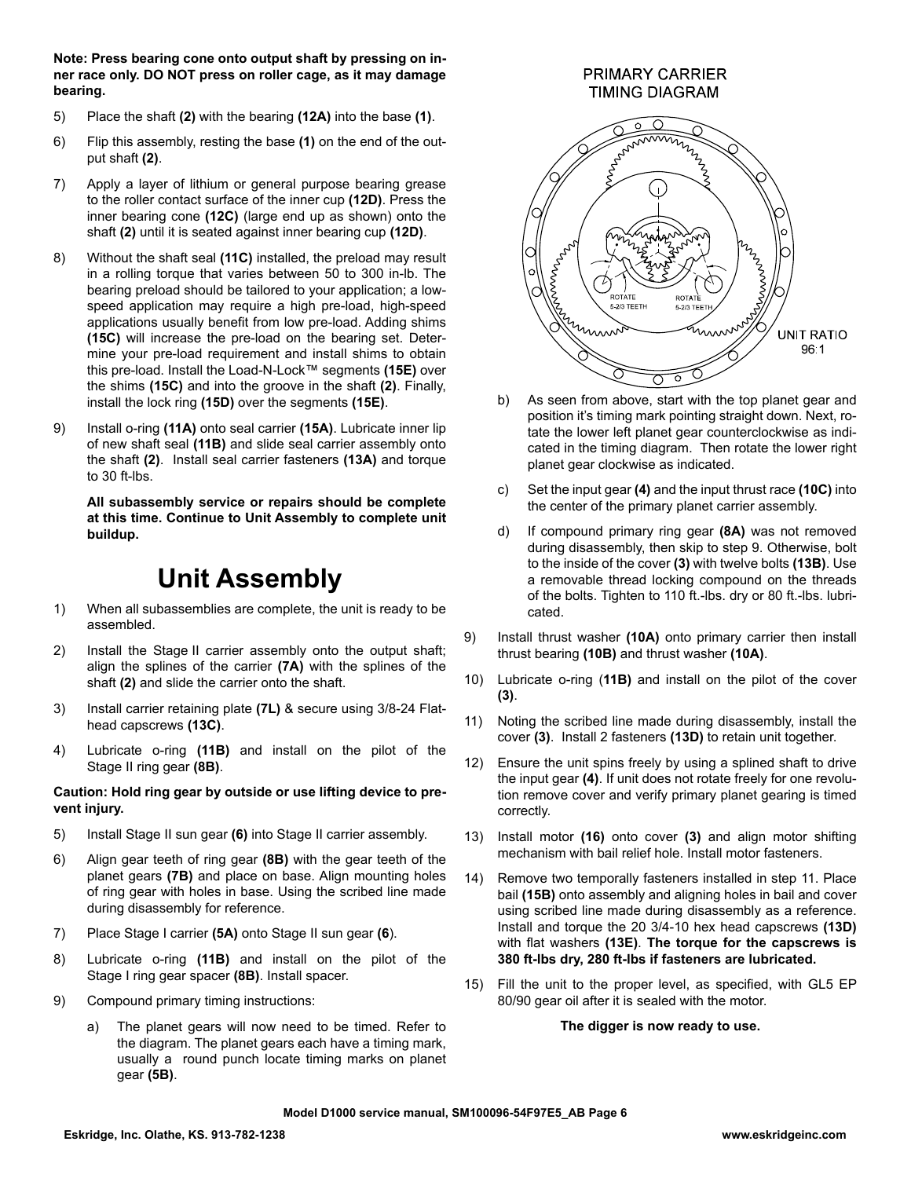**Note: Press bearing cone onto output shaft by pressing on inner race only. DO NOT press on roller cage, as it may damage bearing.**

5) Place the shaft **(2)** with the bearing **(12A)** into the base **(1)**.

6) Flip this assembly, resting the base **(1)** on the end of the output shaft **(2)**.

7) Apply a layer of lithium or general purpose bearing grease to the roller contact surface of the inner cup **(12D)**. Press the inner bearing cone **(12C)** (large end up as shown) onto the shaft **(2)** until it is seated against inner bearing cup **(12D)**.

8) Without the shaft seal **(11C)** installed, the preload may result in a rolling torque that varies between 50 to 300 in-lb. The bearing preload should be tailored to your application; a low-speed application may require a high pre-load, high-speed applications usually benefit from low pre-load. Adding shims **(15C)** will increase the pre-load on the bearing set. Determine your pre-load requirement and install shims to obtain this pre-load. Install the Load-N-Lock™ segments **(15E)** over the shims **(15C)** and into the groove in the shaft **(2)**. Finally, install the lock ring **(15D)** over the segments **(15E)**.

9) Install o-ring **(11A)** onto seal carrier **(15A)**. Lubricate inner lip of new shaft seal **(11B)** and slide seal carrier assembly onto the shaft **(2)**. Install seal carrier fasteners **(13A)** and torque to 30 ft-lbs.

**All subassembly service or repairs should be complete at this time. Continue to Unit Assembly to complete unit buildup.**

# Unit Assembly

1) When all subassemblies are complete, the unit is ready to be assembled.

2) Install the Stage II carrier assembly onto the output shaft; align the splines of the carrier **(7A)** with the splines of the shaft **(2)** and slide the carrier onto the shaft.

3) Install carrier retaining plate **(7L)** & secure using 3/8-24 Flathead capscrews **(13C)**.

4) Lubricate o-ring **(11B)** and install on the pilot of the Stage II ring gear **(8B)**.

**Caution: Hold ring gear by outside or use lifting device to prevent injury.**

5) Install Stage II sun gear **(6)** into Stage II carrier assembly.

6) Align gear teeth of ring gear **(8B)** with the gear teeth of the planet gears **(7B)** and place on base. Align mounting holes of ring gear with holes in base. Using the scribed line made during disassembly for reference.

7) Place Stage I carrier **(5A)** onto Stage II sun gear **(6)**.

8) Lubricate o-ring **(11B)** and install on the pilot of the Stage I ring gear spacer **(8B)**. Install spacer.

9) Compound primary timing instructions:

   a) The planet gears will now need to be timed. Refer to the diagram. The planet gears each have a timing mark, usually a round punch locate timing marks on planet gear **(5B)**.

PRIMARY CARRIER
TIMING DIAGRAM

ROTATE
5-2/3 TEETH

ROTATE
5-2/3 TEETH

UNIT RATIO
96:1

   b) As seen from above, start with the top planet gear and position it's timing mark pointing straight down. Next, rotate the lower left planet gear counterclockwise as indicated in the timing diagram. Then rotate the lower right planet gear clockwise as indicated.

   c) Set the input gear **(4)** and the input thrust race **(10C)** into the center of the primary planet carrier assembly.

   d) If compound primary ring gear **(8A)** was not removed during disassembly, then skip to step 9. Otherwise, bolt to the inside of the cover **(3)** with twelve bolts **(13B)**. Use a removable thread locking compound on the threads of the bolts. Tighten to 110 ft.-lbs. dry or 80 ft.-lbs. lubricated.

9) Install thrust washer **(10A)** onto primary carrier then install thrust bearing **(10B)** and thrust washer **(10A)**.

10) Lubricate o-ring (**11B)** and install on the pilot of the cover **(3)**.

11) Noting the scribed line made during disassembly, install the cover **(3)**. Install 2 fasteners **(13D)** to retain unit together.

12) Ensure the unit spins freely by using a splined shaft to drive the input gear **(4)**. If unit does not rotate freely for one revolution remove cover and verify primary planet gearing is timed correctly.

13) Install motor **(16)** onto cover **(3)** and align motor shifting mechanism with bail relief hole. Install motor fasteners.

14) Remove two temporally fasteners installed in step 11. Place bail **(15B)** onto assembly and aligning holes in bail and cover using scribed line made during disassembly as a reference. Install and torque the 20 3/4-10 hex head capscrews **(13D)** with flat washers **(13E)**. **The torque for the capscrews is 380 ft-lbs dry, 280 ft-lbs if fasteners are lubricated.**

15) Fill the unit to the proper level, as specified, with GL5 EP 80/90 gear oil after it is sealed with the motor.

**The digger is now ready to use.**